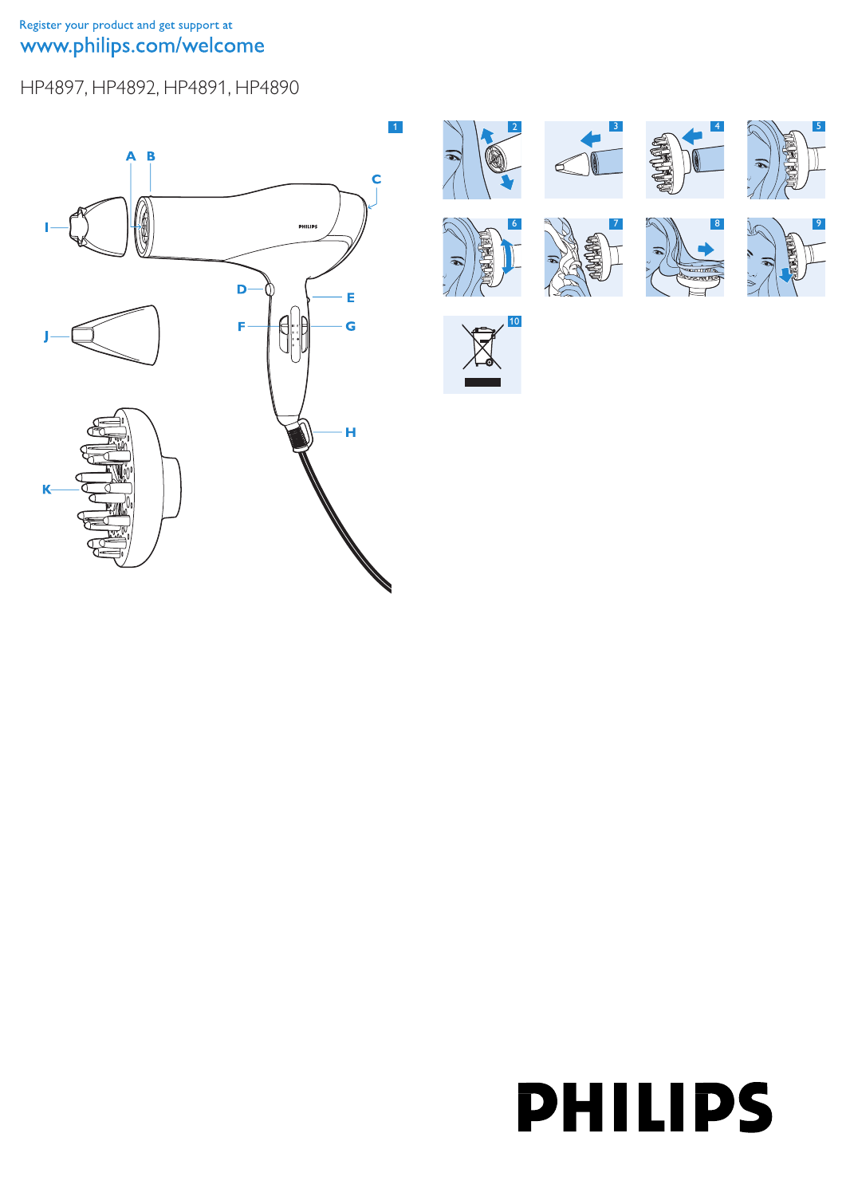Register your product and get support at

www.philips.com/welcome

HP4897, HP4892, HP4891, HP4890

PHILIPS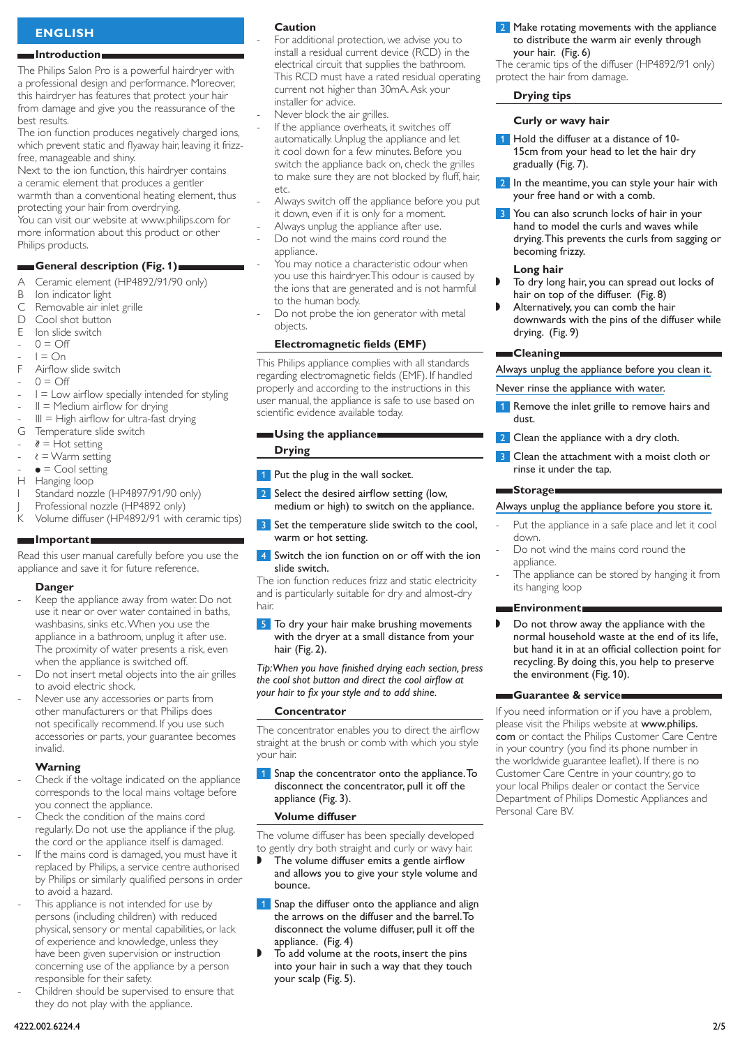# ENGLISH

## Introduction

The Philips Salon Pro is a powerful hairdryer with a professional design and performance. Moreover, this hairdryer has features that protect your hair from damage and give you the reassurance of the best results.

The ion function produces negatively charged ions, which prevent static and flyaway hair, leaving it frizz-free, manageable and shiny.

Next to the ion function, this hairdryer contains a ceramic element that produces a gentler warmth than a conventional heating element, thus protecting your hair from overdrying.

You can visit our website at www.philips.com for more information about this product or other Philips products.

## General description (Fig. 1)

- A Ceramic element (HP4892/91/90 only)
- B Ion indicator light
- C Removable air inlet grille
- D Cool shot button
- E Ion slide switch
  - 0 = Off
  - I = On
- F Airflow slide switch
  - 0 = Off
  - I = Low airflow specially intended for styling
  - II = Medium airflow for drying
  - III = High airflow for ultra-fast drying
- G Temperature slide switch
  - ≬ = Hot setting
  - ≀ = Warm setting
  - ● = Cool setting
- H Hanging loop
- I Standard nozzle (HP4897/91/90 only)
- J Professional nozzle (HP4892 only)
- K Volume diffuser (HP4892/91 with ceramic tips)

## Important

Read this user manual carefully before you use the appliance and save it for future reference.

### Danger

- Keep the appliance away from water. Do not use it near or over water contained in baths, washbasins, sinks etc. When you use the appliance in a bathroom, unplug it after use. The proximity of water presents a risk, even when the appliance is switched off.
- Do not insert metal objects into the air grilles to avoid electric shock.
- Never use any accessories or parts from other manufacturers or that Philips does not specifically recommend. If you use such accessories or parts, your guarantee becomes invalid.

### Warning

- Check if the voltage indicated on the appliance corresponds to the local mains voltage before you connect the appliance.
- Check the condition of the mains cord regularly. Do not use the appliance if the plug, the cord or the appliance itself is damaged.
- If the mains cord is damaged, you must have it replaced by Philips, a service centre authorised by Philips or similarly qualified persons in order to avoid a hazard.
- This appliance is not intended for use by persons (including children) with reduced physical, sensory or mental capabilities, or lack of experience and knowledge, unless they have been given supervision or instruction concerning use of the appliance by a person responsible for their safety.
- Children should be supervised to ensure that they do not play with the appliance.

### Caution

- For additional protection, we advise you to install a residual current device (RCD) in the electrical circuit that supplies the bathroom. This RCD must have a rated residual operating current not higher than 30mA. Ask your installer for advice.
- Never block the air grilles.
- If the appliance overheats, it switches off automatically. Unplug the appliance and let it cool down for a few minutes. Before you switch the appliance back on, check the grilles to make sure they are not blocked by fluff, hair, etc.
- Always switch off the appliance before you put it down, even if it is only for a moment.
- Always unplug the appliance after use.
- Do not wind the mains cord round the appliance.
- You may notice a characteristic odour when you use this hairdryer. This odour is caused by the ions that are generated and is not harmful to the human body.
- Do not probe the ion generator with metal objects.

### Electromagnetic fields (EMF)

This Philips appliance complies with all standards regarding electromagnetic fields (EMF). If handled properly and according to the instructions in this user manual, the appliance is safe to use based on scientific evidence available today.

## Using the appliance

### Drying

1. Put the plug in the wall socket.
2. Select the desired airflow setting (low, medium or high) to switch on the appliance.
3. Set the temperature slide switch to the cool, warm or hot setting.
4. Switch the ion function on or off with the ion slide switch.

The ion function reduces frizz and static electricity and is particularly suitable for dry and almost-dry hair.

5. To dry your hair make brushing movements with the dryer at a small distance from your hair (Fig. 2).

*Tip: When you have finished drying each section, press the cool shot button and direct the cool airflow at your hair to fix your style and to add shine.*

### Concentrator

The concentrator enables you to direct the airflow straight at the brush or comb with which you style your hair.

1. Snap the concentrator onto the appliance. To disconnect the concentrator, pull it off the appliance (Fig. 3).

### Volume diffuser

The volume diffuser has been specially developed to gently dry both straight and curly or wavy hair.

- The volume diffuser emits a gentle airflow and allows you to give your style volume and bounce.

1. Snap the diffuser onto the appliance and align the arrows on the diffuser and the barrel. To disconnect the volume diffuser, pull it off the appliance.  (Fig. 4)

- To add volume at the roots, insert the pins into your hair in such a way that they touch your scalp (Fig. 5).

2. Make rotating movements with the appliance to distribute the warm air evenly through your hair.  (Fig. 6)

The ceramic tips of the diffuser (HP4892/91 only) protect the hair from damage.

### Drying tips

#### Curly or wavy hair

1. Hold the diffuser at a distance of 10-15cm from your head to let the hair dry gradually (Fig. 7).
2. In the meantime, you can style your hair with your free hand or with a comb.
3. You can also scrunch locks of hair in your hand to model the curls and waves while drying. This prevents the curls from sagging or becoming frizzy.

#### Long hair

- To dry long hair, you can spread out locks of hair on top of the diffuser.  (Fig. 8)
- Alternatively, you can comb the hair downwards with the pins of the diffuser while drying.  (Fig. 9)

## Cleaning

Always unplug the appliance before you clean it.

Never rinse the appliance with water.

1. Remove the inlet grille to remove hairs and dust.
2. Clean the appliance with a dry cloth.
3. Clean the attachment with a moist cloth or rinse it under the tap.

## Storage

Always unplug the appliance before you store it.

- Put the appliance in a safe place and let it cool down.
- Do not wind the mains cord round the appliance.
- The appliance can be stored by hanging it from its hanging loop

## Environment

- Do not throw away the appliance with the normal household waste at the end of its life, but hand it in at an official collection point for recycling. By doing this, you help to preserve the environment (Fig. 10).

## Guarantee & service

If you need information or if you have a problem, please visit the Philips website at **www.philips.com** or contact the Philips Customer Care Centre in your country (you find its phone number in the worldwide guarantee leaflet). If there is no Customer Care Centre in your country, go to your local Philips dealer or contact the Service Department of Philips Domestic Appliances and Personal Care BV.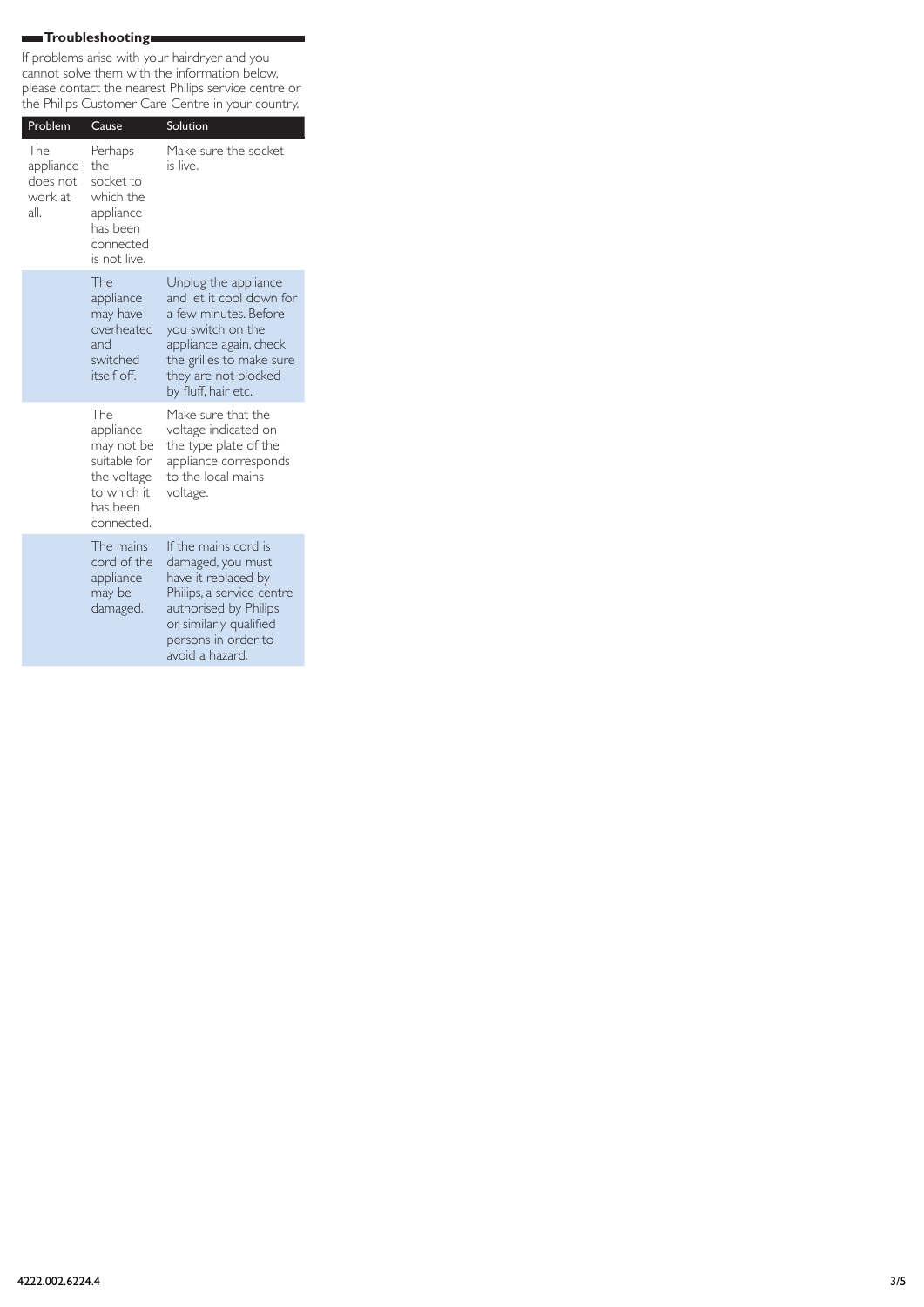## Troubleshooting

If problems arise with your hairdryer and you cannot solve them with the information below, please contact the nearest Philips service centre or the Philips Customer Care Centre in your country.

| Problem | Cause | Solution |
| --- | --- | --- |
| The appliance does not work at all. | Perhaps the socket to which the appliance has been connected is not live. | Make sure the socket is live. |
| | The appliance may have overheated and switched itself off. | Unplug the appliance and let it cool down for a few minutes. Before you switch on the appliance again, check the grilles to make sure they are not blocked by fluff, hair etc. |
| | The appliance may not be suitable for the voltage to which it has been connected. | Make sure that the voltage indicated on the type plate of the appliance corresponds to the local mains voltage. |
| | The mains cord of the appliance may be damaged. | If the mains cord is damaged, you must have it replaced by Philips, a service centre authorised by Philips or similarly qualified persons in order to avoid a hazard. |

4222.002.6224.4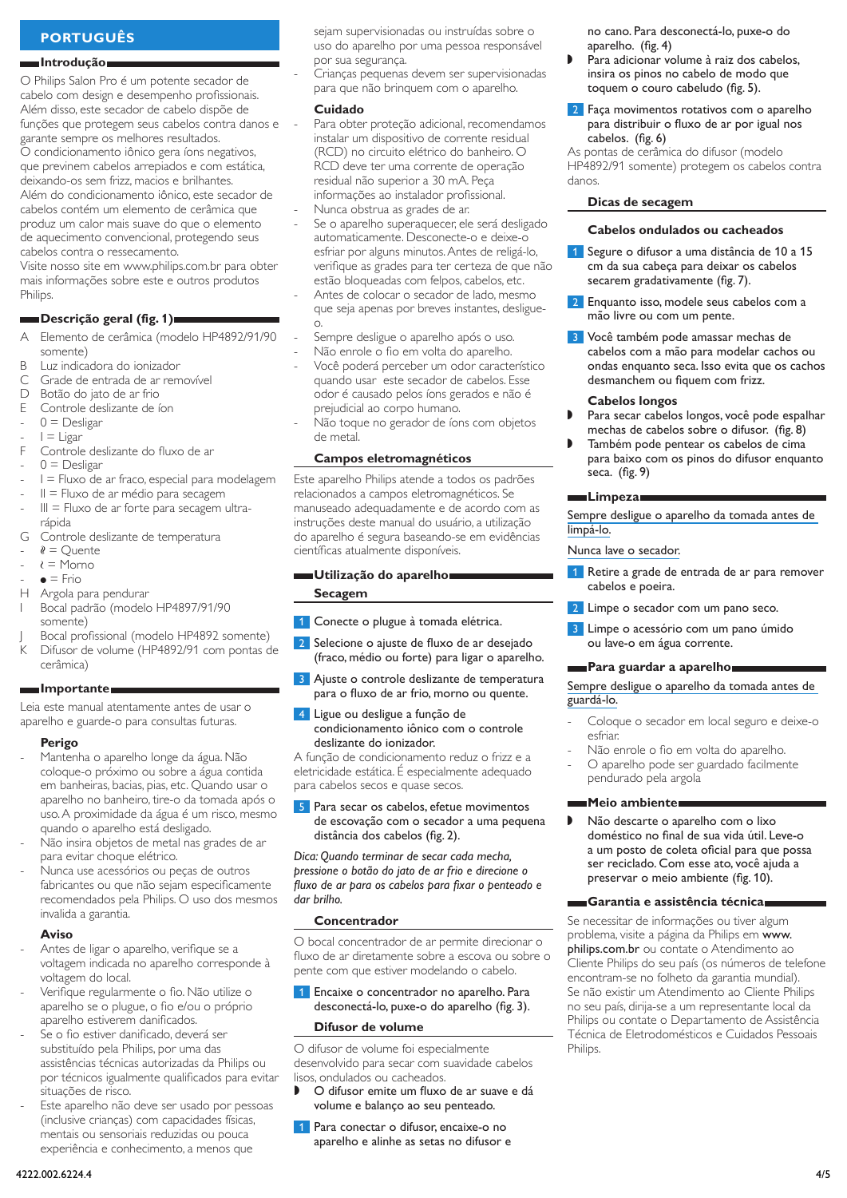## PORTUGUÊS

### Introdução

O Philips Salon Pro é um potente secador de cabelo com design e desempenho profissionais. Além disso, este secador de cabelo dispõe de funções que protegem seus cabelos contra danos e garante sempre os melhores resultados.
O condicionamento iônico gera íons negativos, que previnem cabelos arrepiados e com estática, deixando-os sem frizz, macios e brilhantes.
Além do condicionamento iônico, este secador de cabelos contém um elemento de cerâmica que produz um calor mais suave do que o elemento de aquecimento convencional, protegendo seus cabelos contra o ressecamento.
Visite nosso site em www.philips.com.br para obter mais informações sobre este e outros produtos Philips.

### Descrição geral (fig. 1)

- A Elemento de cerâmica (modelo HP4892/91/90 somente)
- B Luz indicadora do ionizador
- C Grade de entrada de ar removível
- D Botão do jato de ar frio
- E Controle deslizante de íon
  - 0 = Desligar
  - I = Ligar
- F Controle deslizante do fluxo de ar
  - 0 = Desligar
  - I = Fluxo de ar fraco, especial para modelagem
  - II = Fluxo de ar médio para secagem
  - III = Fluxo de ar forte para secagem ultra-rápida
- G Controle deslizante de temperatura
  - 𝓁 = Quente
  - 𝓁 = Morno
  - ● = Frio
- H Argola para pendurar
- I Bocal padrão (modelo HP4897/91/90 somente)
- J Bocal profissional (modelo HP4892 somente)
- K Difusor de volume (HP4892/91 com pontas de cerâmica)

### Importante

Leia este manual atentamente antes de usar o aparelho e guarde-o para consultas futuras.

#### Perigo

- Mantenha o aparelho longe da água. Não coloque-o próximo ou sobre a água contida em banheiras, bacias, pias, etc. Quando usar o aparelho no banheiro, tire-o da tomada após o uso. A proximidade da água é um risco, mesmo quando o aparelho está desligado.
- Não insira objetos de metal nas grades de ar para evitar choque elétrico.
- Nunca use acessórios ou peças de outros fabricantes ou que não sejam especificamente recomendados pela Philips. O uso dos mesmos invalida a garantia.

#### Aviso

- Antes de ligar o aparelho, verifique se a voltagem indicada no aparelho corresponde à voltagem do local.
- Verifique regularmente o fio. Não utilize o aparelho se o plugue, o fio e/ou o próprio aparelho estiverem danificados.
- Se o fio estiver danificado, deverá ser substituído pela Philips, por uma das assistências técnicas autorizadas da Philips ou por técnicos igualmente qualificados para evitar situações de risco.
- Este aparelho não deve ser usado por pessoas (inclusive crianças) com capacidades físicas, mentais ou sensoriais reduzidas ou pouca experiência e conhecimento, a menos que sejam supervisionadas ou instruídas sobre o uso do aparelho por uma pessoa responsável por sua segurança.
- Crianças pequenas devem ser supervisionadas para que não brinquem com o aparelho.

#### Cuidado

- Para obter proteção adicional, recomendamos instalar um dispositivo de corrente residual (RCD) no circuito elétrico do banheiro. O RCD deve ter uma corrente de operação residual não superior a 30 mA. Peça informações ao instalador profissional.
- Nunca obstrua as grades de ar.
- Se o aparelho superaquecer, ele será desligado automaticamente. Desconecte-o e deixe-o esfriar por alguns minutos. Antes de religá-lo, verifique as grades para ter certeza de que não estão bloqueadas com felpos, cabelos, etc.
- Antes de colocar o secador de lado, mesmo que seja apenas por breves instantes, desligue-o.
- Sempre desligue o aparelho após o uso.
- Não enrole o fio em volta do aparelho.
- Você poderá perceber um odor característico quando usar este secador de cabelos. Esse odor é causado pelos íons gerados e não é prejudicial ao corpo humano.
- Não toque no gerador de íons com objetos de metal.

#### Campos eletromagnéticos

Este aparelho Philips atende a todos os padrões relacionados a campos eletromagnéticos. Se manuseado adequadamente e de acordo com as instruções deste manual do usuário, a utilização do aparelho é segura baseando-se em evidências científicas atualmente disponíveis.

### Utilização do aparelho

#### Secagem

1. Conecte o plugue à tomada elétrica.
2. Selecione o ajuste de fluxo de ar desejado (fraco, médio ou forte) para ligar o aparelho.
3. Ajuste o controle deslizante de temperatura para o fluxo de ar frio, morno ou quente.
4. Ligue ou desligue a função de condicionamento iônico com o controle deslizante do ionizador.

A função de condicionamento reduz o frizz e a eletricidade estática. É especialmente adequado para cabelos secos e quase secos.

5. Para secar os cabelos, efetue movimentos de escovação com o secador a uma pequena distância dos cabelos (fig. 2).

*Dica: Quando terminar de secar cada mecha, pressione o botão do jato de ar frio e direcione o fluxo de ar para os cabelos para fixar o penteado e dar brilho.*

#### Concentrador

O bocal concentrador de ar permite direcionar o fluxo de ar diretamente sobre a escova ou sobre o pente com que estiver modelando o cabelo.

1. Encaixe o concentrador no aparelho. Para desconectá-lo, puxe-o do aparelho (fig. 3).

#### Difusor de volume

O difusor de volume foi especialmente desenvolvido para secar com suavidade cabelos lisos, ondulados ou cacheados.

- O difusor emite um fluxo de ar suave e dá volume e balanço ao seu penteado.

1. Para conectar o difusor, encaixe-o no aparelho e alinhe as setas no difusor e no cano. Para desconectá-lo, puxe-o do aparelho. (fig. 4)

- Para adicionar volume à raiz dos cabelos, insira os pinos no cabelo de modo que toquem o couro cabeludo (fig. 5).

2. Faça movimentos rotativos com o aparelho para distribuir o fluxo de ar por igual nos cabelos. (fig. 6)

As pontas de cerâmica do difusor (modelo HP4892/91 somente) protegem os cabelos contra danos.

#### Dicas de secagem

#### Cabelos ondulados ou cacheados

1. Segure o difusor a uma distância de 10 a 15 cm da sua cabeça para deixar os cabelos secarem gradativamente (fig. 7).
2. Enquanto isso, modele seus cabelos com a mão livre ou com um pente.
3. Você também pode amassar mechas de cabelos com a mão para modelar cachos ou ondas enquanto seca. Isso evita que os cachos desmanchem ou fiquem com frizz.

#### Cabelos longos

- Para secar cabelos longos, você pode espalhar mechas de cabelos sobre o difusor. (fig. 8)
- Também pode pentear os cabelos de cima para baixo com os pinos do difusor enquanto seca. (fig. 9)

### Limpeza

Sempre desligue o aparelho da tomada antes de limpá-lo.

Nunca lave o secador.

1. Retire a grade de entrada de ar para remover cabelos e poeira.
2. Limpe o secador com um pano seco.
3. Limpe o acessório com um pano úmido ou lave-o em água corrente.

### Para guardar a aparelho

Sempre desligue o aparelho da tomada antes de guardá-lo.

- Coloque o secador em local seguro e deixe-o esfriar.
- Não enrole o fio em volta do aparelho.
- O aparelho pode ser guardado facilmente pendurado pela argola

### Meio ambiente

- Não descarte o aparelho com o lixo doméstico no final de sua vida útil. Leve-o a um posto de coleta oficial para que possa ser reciclado. Com esse ato, você ajuda a preservar o meio ambiente (fig. 10).

### Garantia e assistência técnica

Se necessitar de informações ou tiver algum problema, visite a página da Philips em **www.philips.com.br** ou contate o Atendimento ao Cliente Philips do seu país (os números de telefone encontram-se no folheto da garantia mundial). Se não existir um Atendimento ao Cliente Philips no seu país, dirija-se a um representante local da Philips ou contate o Departamento de Assistência Técnica de Eletrodomésticos e Cuidados Pessoais Philips.

4222.002.6224.4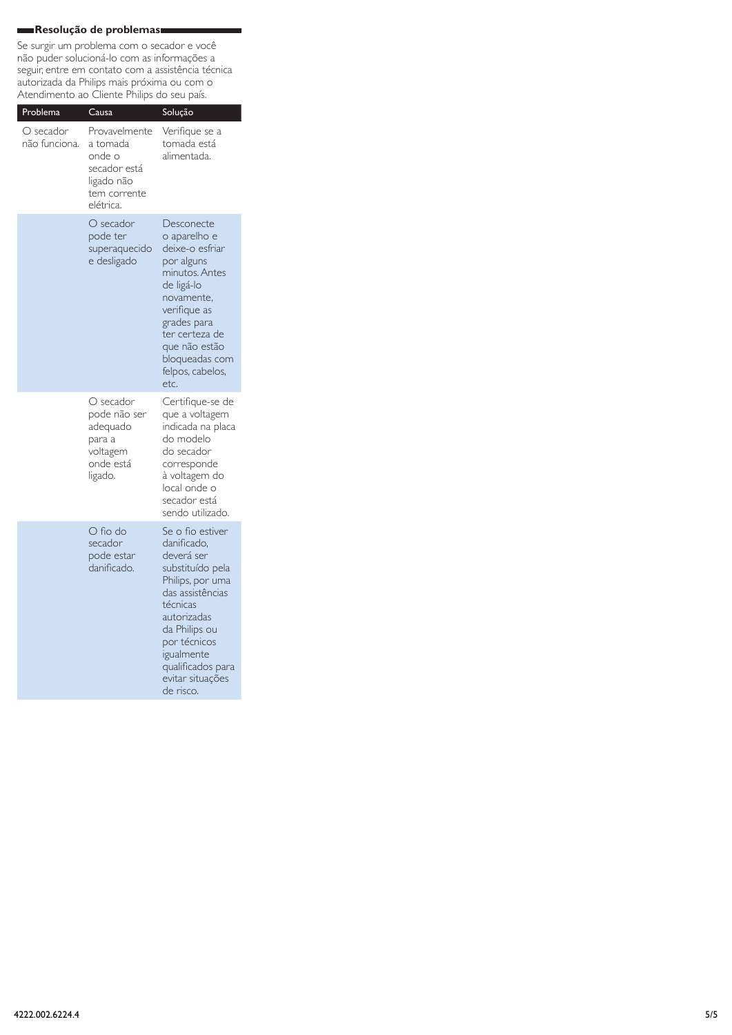## Resolução de problemas

Se surgir um problema com o secador e você não puder solucioná-lo com as informações a seguir, entre em contato com a assistência técnica autorizada da Philips mais próxima ou com o Atendimento ao Cliente Philips do seu país.

| Problema | Causa | Solução |
|---|---|---|
| O secador não funciona. | Provavelmente a tomada onde o secador está ligado não tem corrente elétrica. | Verifique se a tomada está alimentada. |
| | O secador pode ter superaquecido e desligado | Desconecte o aparelho e deixe-o esfriar por alguns minutos. Antes de ligá-lo novamente, verifique as grades para ter certeza de que não estão bloqueadas com felpos, cabelos, etc. |
| | O secador pode não ser adequado para a voltagem onde está ligado. | Certifique-se de que a voltagem indicada na placa do modelo do secador corresponde à voltagem do local onde o secador está sendo utilizado. |
| | O fio do secador pode estar danificado. | Se o fio estiver danificado, deverá ser substituído pela Philips, por uma das assistências técnicas autorizadas da Philips ou por técnicos igualmente qualificados para evitar situações de risco. |

4222.002.6224.4